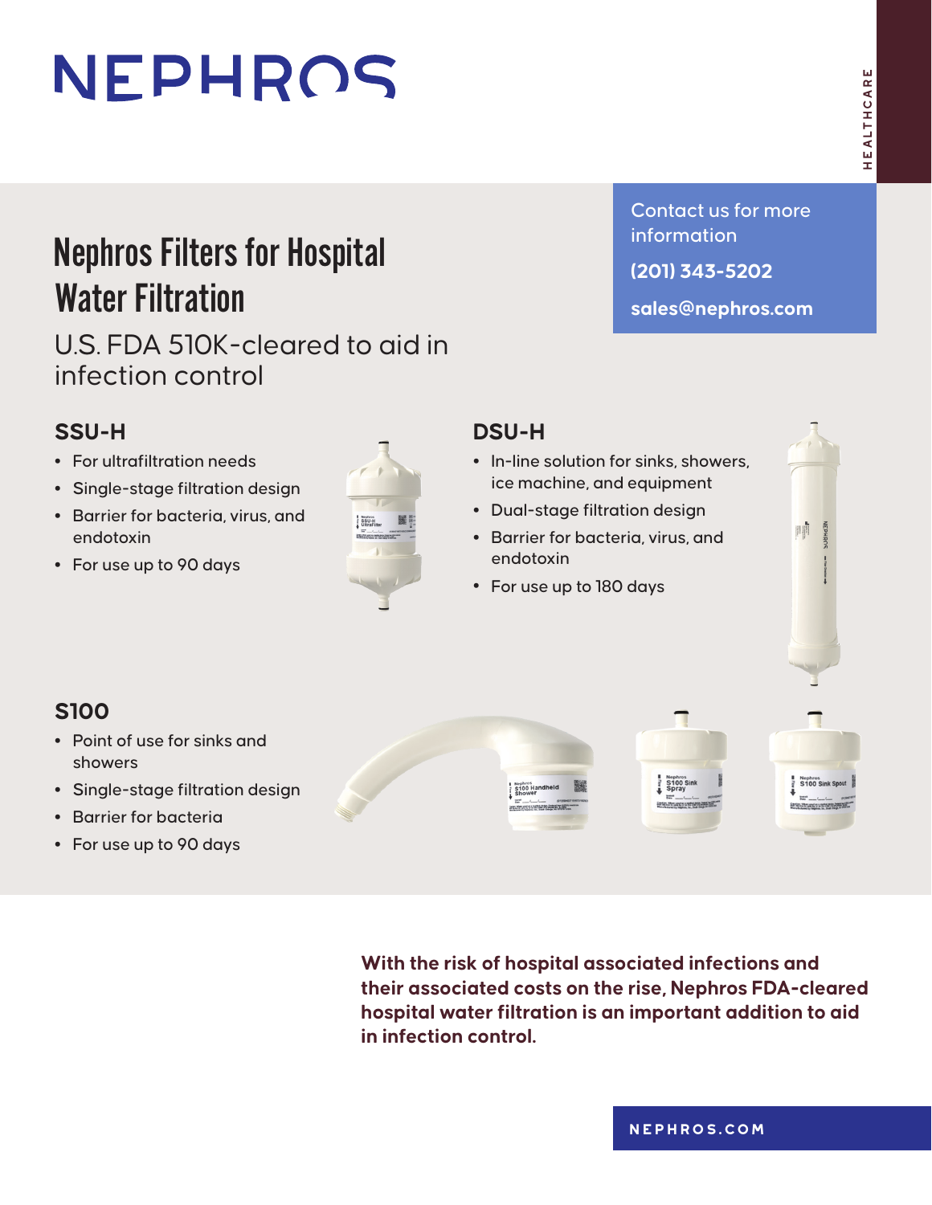# NEPHROS

HEALTHCARE

## Nephros Filters for Hospital Water Filtration

U.S. FDA 510K-cleared to aid in infection control

Contact us for more information

**(201) 343-5202**

**sales@nephros.com**

### SSU-H

- For ultrafiltration needs
- Single-stage filtration design
- Barrier for bacteria, virus, and endotoxin
- For use up to 90 days

### DSU-H

- In-line solution for sinks, showers, ice machine, and equipment
- Dual-stage filtration design
- Barrier for bacteria, virus, and endotoxin
- For use up to 180 days

### S100

- Point of use for sinks and showers
- Single-stage filtration design
- Barrier for bacteria
- For use up to 90 days

**With the risk of hospital associated infections and their associated costs on the rise, Nephros FDA-cleared hospital water filtration is an important addition to aid in infection control.**

**NEPHROS.COM**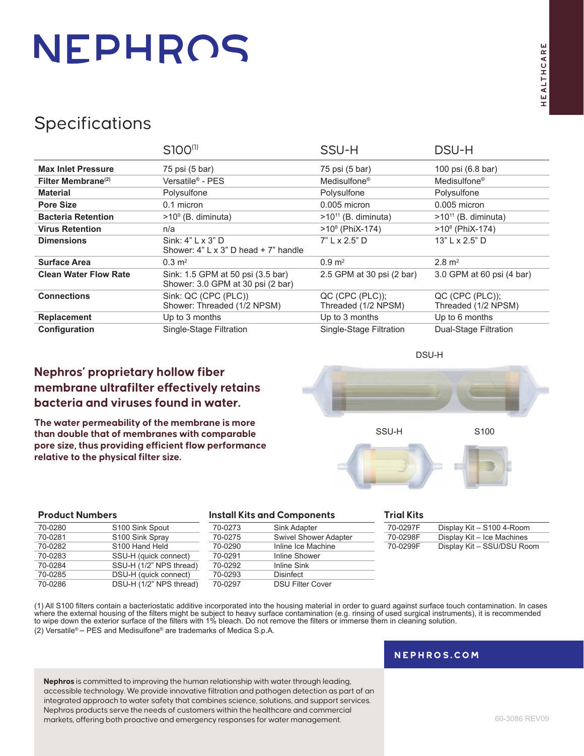# NEPHROS

HEALTHCARE

## Specifications

| | S100[1] | SSU-H | DSU-H |
|---|---|---|---|
| **Max Inlet Pressure** | 75 psi (5 bar) | 75 psi (5 bar) | 100 psi (6.8 bar) |
| **Filter Membrane[2]** | Versatile® - PES | Medisulfone® | Medisulfone® |
| **Material** | Polysulfone | Polysulfone | Polysulfone |
| **Pore Size** | 0.1 micron | 0.005 micron | 0.005 micron |
| **Bacteria Retention** | $>10^9$ (B. diminuta) | $>10^{11}$ (B. diminuta) | $>10^{11}$ (B. diminuta) |
| **Virus Retention** | n/a | $>10^8$ (PhiX-174) | $>10^8$ (PhiX-174) |
| **Dimensions** | Sink: 4" L x 3" D<br>Shower: 4" L x 3" D head + 7" handle | 7" L x 2.5" D | 13" L x 2.5" D |
| **Surface Area** | $0.3\ m^2$ | $0.9\ m^2$ | $2.8\ m^2$ |
| **Clean Water Flow Rate** | Sink: 1.5 GPM at 50 psi (3.5 bar)<br>Shower: 3.0 GPM at 30 psi (2 bar) | 2.5 GPM at 30 psi (2 bar) | 3.0 GPM at 60 psi (4 bar) |
| **Connections** | Sink: QC (CPC (PLC))<br>Shower: Threaded (1/2 NPSM) | QC (CPC (PLC));<br>Threaded (1/2 NPSM) | QC (CPC (PLC));<br>Threaded (1/2 NPSM) |
| **Replacement** | Up to 3 months | Up to 3 months | Up to 6 months |
| **Configuration** | Single-Stage Filtration | Single-Stage Filtration | Dual-Stage Filtration |

**Nephros' proprietary hollow fiber membrane ultrafilter effectively retains bacteria and viruses found in water.**

**The water permeability of the membrane is more than double that of membranes with comparable pore size, thus providing efficient flow performance relative to the physical filter size.**

DSU-H

SSU-H

S100

### Product Numbers

| | |
|---|---|
| 70-0280 | S100 Sink Spout |
| 70-0281 | S100 Sink Spray |
| 70-0282 | S100 Hand Held |
| 70-0283 | SSU-H (quick connect) |
| 70-0284 | SSU-H (1/2" NPS thread) |
| 70-0285 | DSU-H (quick connect) |
| 70-0286 | DSU-H (1/2" NPS thread) |

### Install Kits and Components

| | |
|---|---|
| 70-0273 | Sink Adapter |
| 70-0275 | Swivel Shower Adapter |
| 70-0290 | Inline Ice Machine |
| 70-0291 | Inline Shower |
| 70-0292 | Inline Sink |
| 70-0293 | Disinfect |
| 70-0297 | DSU Filter Cover |

### Trial Kits

| | |
|---|---|
| 70-0297F | Display Kit – S100 4-Room |
| 70-0298F | Display Kit – Ice Machines |
| 70-0299F | Display Kit – SSU/DSU Room |

(1) All S100 filters contain a bacteriostatic additive incorporated into the housing material in order to guard against surface touch contamination. In cases where the external housing of the filters might be subject to heavy surface contamination (e.g. rinsing of used surgical instruments), it is recommended to wipe down the exterior surface of the filters with 1% bleach. Do not remove the filters or immerse them in cleaning solution.

(2) Versatile® – PES and Medisulfone® are trademarks of Medica S.p.A.

**NEPHROS.COM**

**Nephros** is committed to improving the human relationship with water through leading, accessible technology. We provide innovative filtration and pathogen detection as part of an integrated approach to water safety that combines science, solutions, and support services. Nephros products serve the needs of customers within the healthcare and commercial markets, offering both proactive and emergency responses for water management.

60-3086 REV09